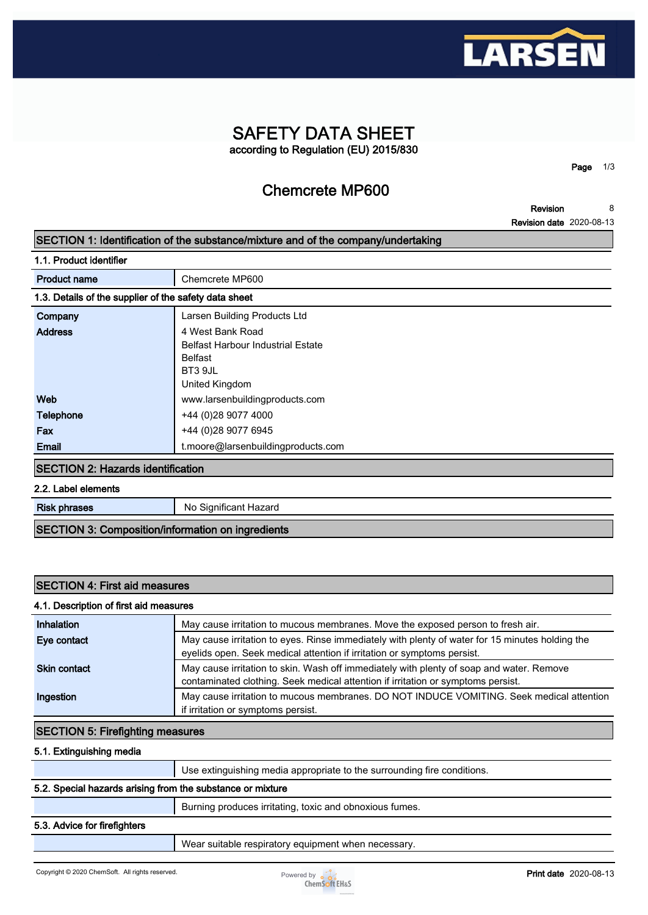# SAFETY DATA SHEET

according to Regulation (EU) 2015/830

## Chemcrete MP600

**Revision** 8
**Revision date** 2020-08-13

## SECTION 1: Identification of the substance/mixture and of the company/undertaking

### 1.1. Product identifier

| | |
|---|---|
| **Product name** | Chemcrete MP600 |

### 1.3. Details of the supplier of the safety data sheet

| | |
|---|---|
| **Company** | Larsen Building Products Ltd |
| **Address** | 4 West Bank Road<br>Belfast Harbour Industrial Estate<br>Belfast<br>BT3 9JL<br>United Kingdom |
| **Web** | www.larsenbuildingproducts.com |
| **Telephone** | +44 (0)28 9077 4000 |
| **Fax** | +44 (0)28 9077 6945 |
| **Email** | t.moore@larsenbuildingproducts.com |

## SECTION 2: Hazards identification

### 2.2. Label elements

| | |
|---|---|
| **Risk phrases** | No Significant Hazard |

## SECTION 3: Composition/information on ingredients

## SECTION 4: First aid measures

### 4.1. Description of first aid measures

| | |
|---|---|
| **Inhalation** | May cause irritation to mucous membranes. Move the exposed person to fresh air. |
| **Eye contact** | May cause irritation to eyes. Rinse immediately with plenty of water for 15 minutes holding the eyelids open. Seek medical attention if irritation or symptoms persist. |
| **Skin contact** | May cause irritation to skin. Wash off immediately with plenty of soap and water. Remove contaminated clothing. Seek medical attention if irritation or symptoms persist. |
| **Ingestion** | May cause irritation to mucous membranes. DO NOT INDUCE VOMITING. Seek medical attention if irritation or symptoms persist. |

## SECTION 5: Firefighting measures

### 5.1. Extinguishing media

Use extinguishing media appropriate to the surrounding fire conditions.

### 5.2. Special hazards arising from the substance or mixture

Burning produces irritating, toxic and obnoxious fumes.

### 5.3. Advice for firefighters

Wear suitable respiratory equipment when necessary.

Copyright © 2020 ChemSoft. All rights reserved.

**Print date** 2020-08-13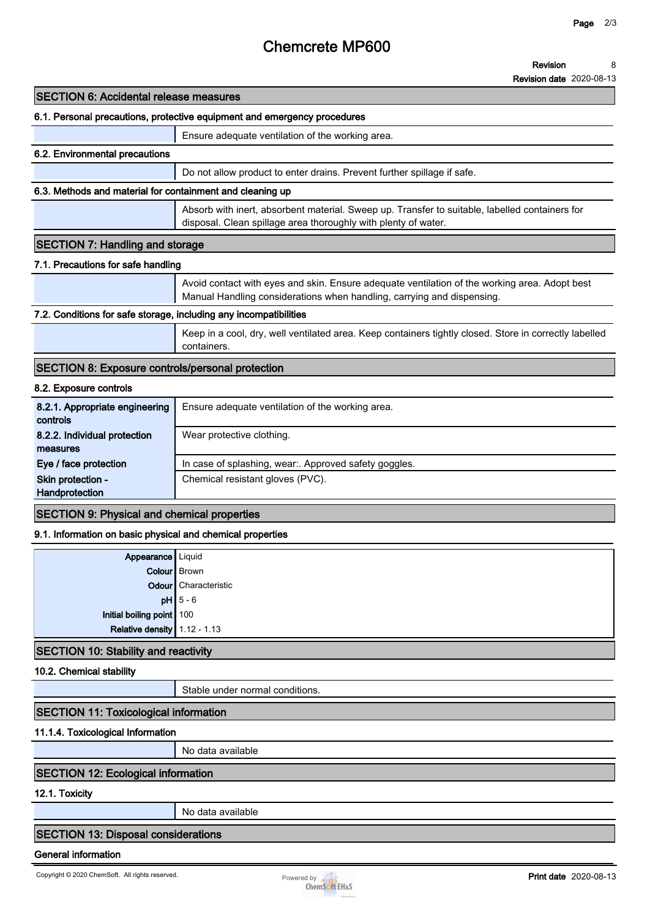## SECTION 6: Accidental release measures

### 6.1. Personal precautions, protective equipment and emergency procedures

| | |
|---|---|
| | Ensure adequate ventilation of the working area. |

### 6.2. Environmental precautions

| | |
|---|---|
| | Do not allow product to enter drains. Prevent further spillage if safe. |

### 6.3. Methods and material for containment and cleaning up

| | |
|---|---|
| | Absorb with inert, absorbent material. Sweep up. Transfer to suitable, labelled containers for disposal. Clean spillage area thoroughly with plenty of water. |

## SECTION 7: Handling and storage

### 7.1. Precautions for safe handling

| | |
|---|---|
| | Avoid contact with eyes and skin. Ensure adequate ventilation of the working area. Adopt best Manual Handling considerations when handling, carrying and dispensing. |

### 7.2. Conditions for safe storage, including any incompatibilities

| | |
|---|---|
| | Keep in a cool, dry, well ventilated area. Keep containers tightly closed. Store in correctly labelled containers. |

## SECTION 8: Exposure controls/personal protection

### 8.2. Exposure controls

| | |
|---|---|
| **8.2.1. Appropriate engineering controls** | Ensure adequate ventilation of the working area. |
| **8.2.2. Individual protection measures** | Wear protective clothing. |
| **Eye / face protection** | In case of splashing, wear:. Approved safety goggles. |
| **Skin protection - Handprotection** | Chemical resistant gloves (PVC). |

## SECTION 9: Physical and chemical properties

### 9.1. Information on basic physical and chemical properties

| | |
|---|---|
| **Appearance** | Liquid |
| **Colour** | Brown |
| **Odour** | Characteristic |
| **pH** | 5 - 6 |
| **Initial boiling point** | 100 |
| **Relative density** | 1.12 - 1.13 |

## SECTION 10: Stability and reactivity

### 10.2. Chemical stability

| | |
|---|---|
| | Stable under normal conditions. |

## SECTION 11: Toxicological information

### 11.1.4. Toxicological Information

| | |
|---|---|
| | No data available |

## SECTION 12: Ecological information

### 12.1. Toxicity

| | |
|---|---|
| | No data available |

## SECTION 13: Disposal considerations

### General information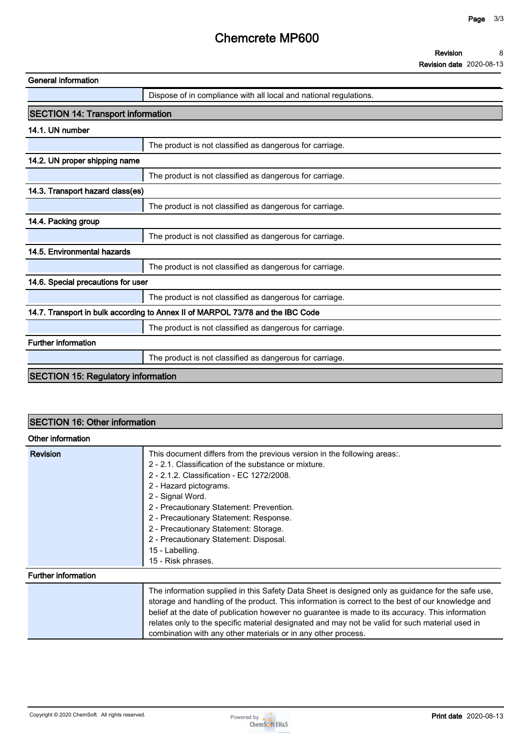### General information

| | |
|---|---|
| | Dispose of in compliance with all local and national regulations. |

## SECTION 14: Transport information

### 14.1. UN number

| | |
|---|---|
| | The product is not classified as dangerous for carriage. |

### 14.2. UN proper shipping name

| | |
|---|---|
| | The product is not classified as dangerous for carriage. |

### 14.3. Transport hazard class(es)

| | |
|---|---|
| | The product is not classified as dangerous for carriage. |

### 14.4. Packing group

| | |
|---|---|
| | The product is not classified as dangerous for carriage. |

### 14.5. Environmental hazards

| | |
|---|---|
| | The product is not classified as dangerous for carriage. |

### 14.6. Special precautions for user

| | |
|---|---|
| | The product is not classified as dangerous for carriage. |

### 14.7. Transport in bulk according to Annex II of MARPOL 73/78 and the IBC Code

| | |
|---|---|
| | The product is not classified as dangerous for carriage. |

### Further information

| | |
|---|---|
| | The product is not classified as dangerous for carriage. |

## SECTION 15: Regulatory information

## SECTION 16: Other information

### Other information

| | |
|---|---|
| Revision | This document differs from the previous version in the following areas:.<br>2 - 2.1. Classification of the substance or mixture.<br>2 - 2.1.2. Classification - EC 1272/2008.<br>2 - Hazard pictograms.<br>2 - Signal Word.<br>2 - Precautionary Statement: Prevention.<br>2 - Precautionary Statement: Response.<br>2 - Precautionary Statement: Storage.<br>2 - Precautionary Statement: Disposal.<br>15 - Labelling.<br>15 - Risk phrases. |

### Further information

| | |
|---|---|
| | The information supplied in this Safety Data Sheet is designed only as guidance for the safe use, storage and handling of the product. This information is correct to the best of our knowledge and belief at the date of publication however no guarantee is made to its accuracy. This information relates only to the specific material designated and may not be valid for such material used in combination with any other materials or in any other process. |